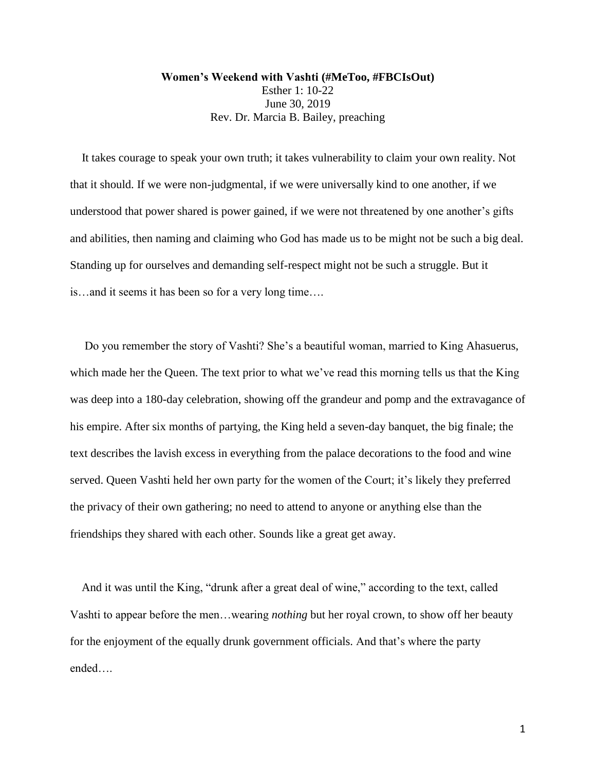**Women's Weekend with Vashti (#MeToo, #FBCIsOut)**

Esther 1: 10-22

June 30, 2019

Rev. Dr. Marcia B. Bailey, preaching

It takes courage to speak your own truth; it takes vulnerability to claim your own reality. Not that it should. If we were non-judgmental, if we were universally kind to one another, if we understood that power shared is power gained, if we were not threatened by one another's gifts and abilities, then naming and claiming who God has made us to be might not be such a big deal. Standing up for ourselves and demanding self-respect might not be such a struggle. But it is…and it seems it has been so for a very long time….

Do you remember the story of Vashti? She's a beautiful woman, married to King Ahasuerus, which made her the Queen. The text prior to what we've read this morning tells us that the King was deep into a 180-day celebration, showing off the grandeur and pomp and the extravagance of his empire. After six months of partying, the King held a seven-day banquet, the big finale; the text describes the lavish excess in everything from the palace decorations to the food and wine served. Queen Vashti held her own party for the women of the Court; it's likely they preferred the privacy of their own gathering; no need to attend to anyone or anything else than the friendships they shared with each other. Sounds like a great get away.

And it was until the King, "drunk after a great deal of wine," according to the text, called Vashti to appear before the men…wearing *nothing* but her royal crown, to show off her beauty for the enjoyment of the equally drunk government officials. And that's where the party ended….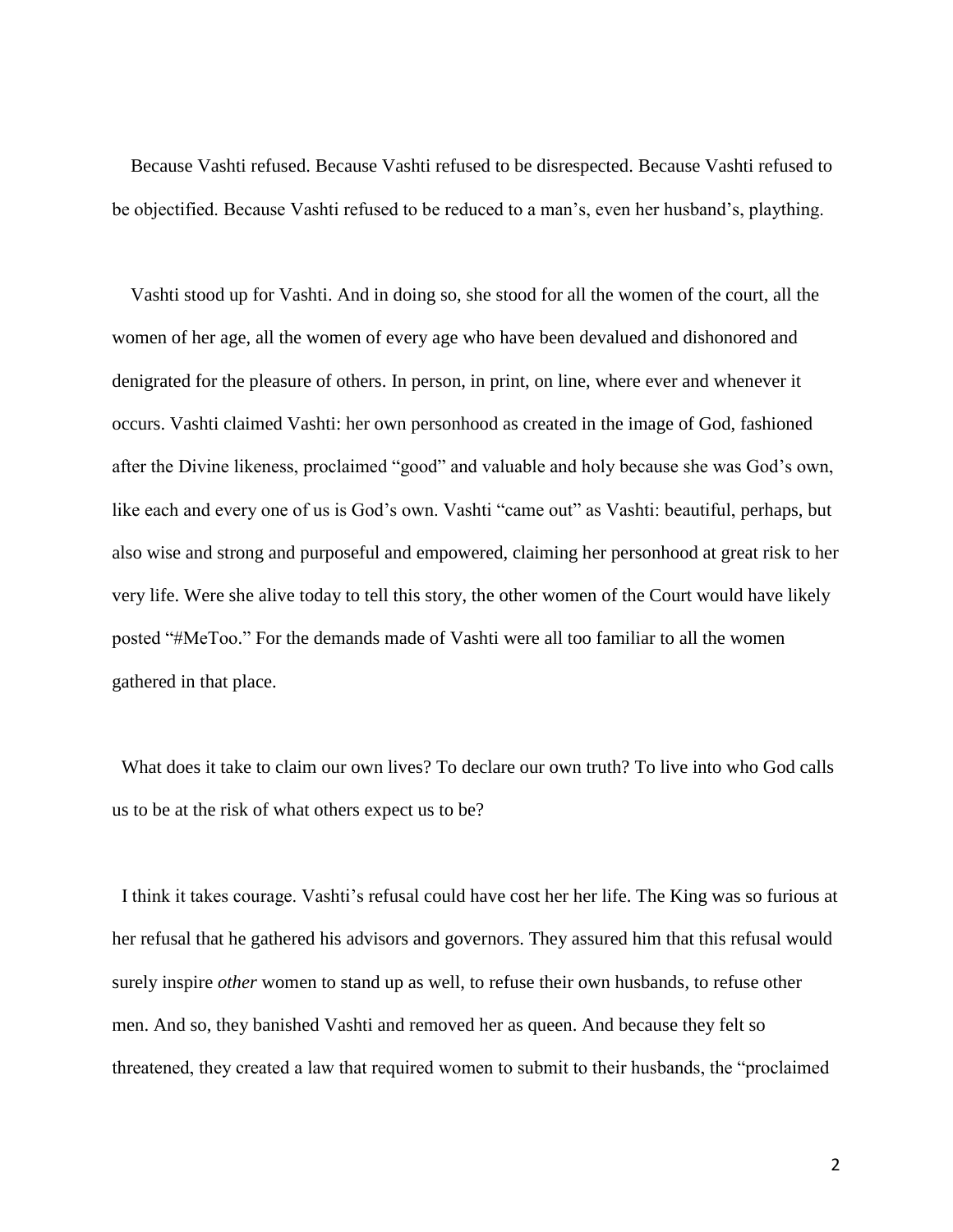Because Vashti refused. Because Vashti refused to be disrespected. Because Vashti refused to be objectified. Because Vashti refused to be reduced to a man's, even her husband's, plaything.

Vashti stood up for Vashti. And in doing so, she stood for all the women of the court, all the women of her age, all the women of every age who have been devalued and dishonored and denigrated for the pleasure of others. In person, in print, on line, where ever and whenever it occurs. Vashti claimed Vashti: her own personhood as created in the image of God, fashioned after the Divine likeness, proclaimed "good" and valuable and holy because she was God's own, like each and every one of us is God's own. Vashti "came out" as Vashti: beautiful, perhaps, but also wise and strong and purposeful and empowered, claiming her personhood at great risk to her very life. Were she alive today to tell this story, the other women of the Court would have likely posted "#MeToo." For the demands made of Vashti were all too familiar to all the women gathered in that place.

What does it take to claim our own lives? To declare our own truth? To live into who God calls us to be at the risk of what others expect us to be?

I think it takes courage. Vashti's refusal could have cost her her life. The King was so furious at her refusal that he gathered his advisors and governors. They assured him that this refusal would surely inspire *other* women to stand up as well, to refuse their own husbands, to refuse other men. And so, they banished Vashti and removed her as queen. And because they felt so threatened, they created a law that required women to submit to their husbands, the "proclaimed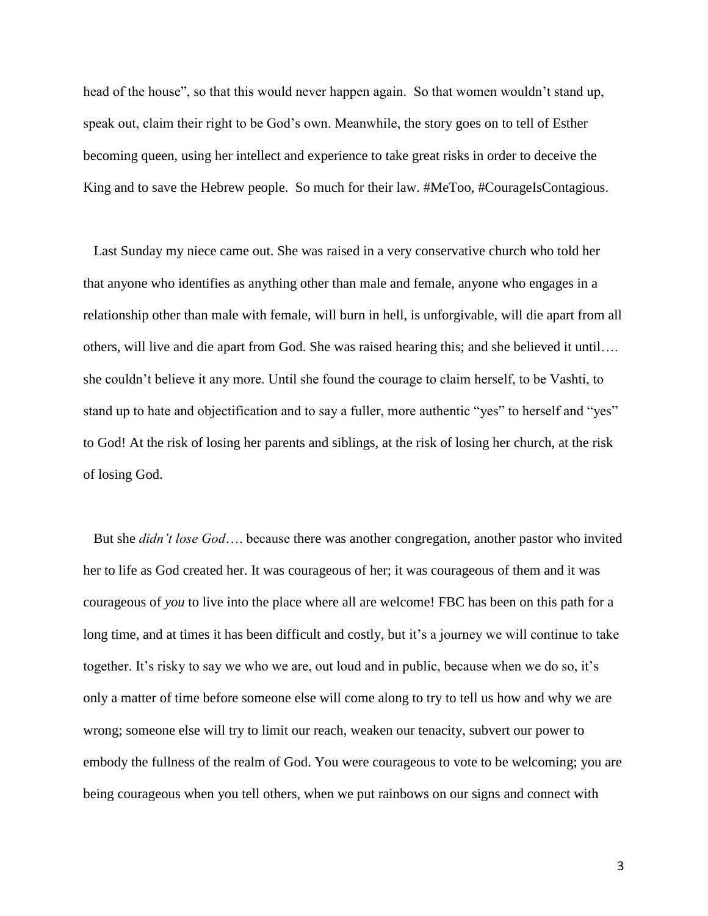head of the house", so that this would never happen again. So that women wouldn't stand up, speak out, claim their right to be God's own. Meanwhile, the story goes on to tell of Esther becoming queen, using her intellect and experience to take great risks in order to deceive the King and to save the Hebrew people. So much for their law. #MeToo, #CourageIsContagious.

Last Sunday my niece came out. She was raised in a very conservative church who told her that anyone who identifies as anything other than male and female, anyone who engages in a relationship other than male with female, will burn in hell, is unforgivable, will die apart from all others, will live and die apart from God. She was raised hearing this; and she believed it until…. she couldn't believe it any more. Until she found the courage to claim herself, to be Vashti, to stand up to hate and objectification and to say a fuller, more authentic "yes" to herself and "yes" to God! At the risk of losing her parents and siblings, at the risk of losing her church, at the risk of losing God.

But she *didn't lose God*…. because there was another congregation, another pastor who invited her to life as God created her. It was courageous of her; it was courageous of them and it was courageous of *you* to live into the place where all are welcome! FBC has been on this path for a long time, and at times it has been difficult and costly, but it's a journey we will continue to take together. It's risky to say we who we are, out loud and in public, because when we do so, it's only a matter of time before someone else will come along to try to tell us how and why we are wrong; someone else will try to limit our reach, weaken our tenacity, subvert our power to embody the fullness of the realm of God. You were courageous to vote to be welcoming; you are being courageous when you tell others, when we put rainbows on our signs and connect with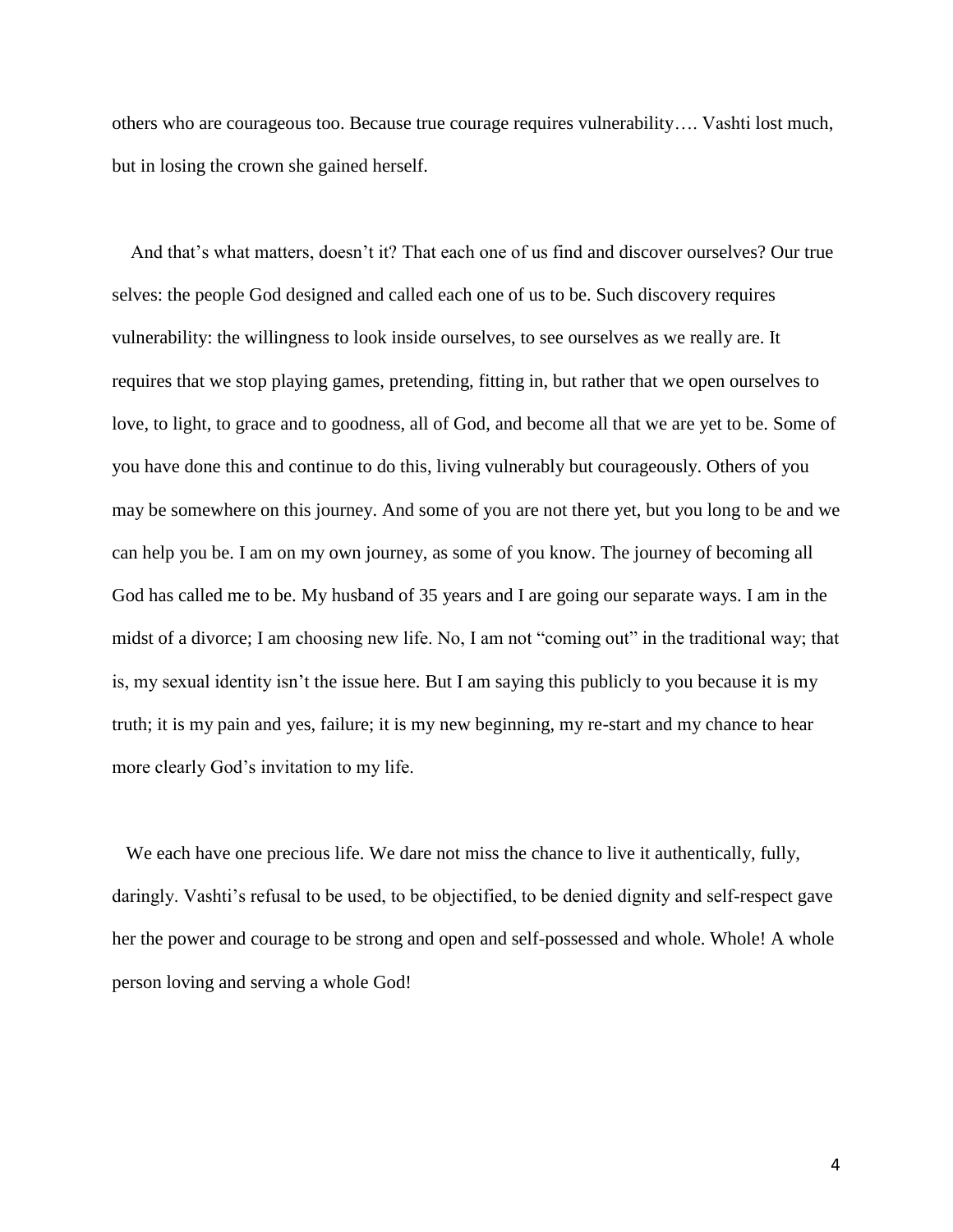others who are courageous too. Because true courage requires vulnerability…. Vashti lost much, but in losing the crown she gained herself.

And that's what matters, doesn't it? That each one of us find and discover ourselves? Our true selves: the people God designed and called each one of us to be. Such discovery requires vulnerability: the willingness to look inside ourselves, to see ourselves as we really are. It requires that we stop playing games, pretending, fitting in, but rather that we open ourselves to love, to light, to grace and to goodness, all of God, and become all that we are yet to be. Some of you have done this and continue to do this, living vulnerably but courageously. Others of you may be somewhere on this journey. And some of you are not there yet, but you long to be and we can help you be. I am on my own journey, as some of you know. The journey of becoming all God has called me to be. My husband of 35 years and I are going our separate ways. I am in the midst of a divorce; I am choosing new life. No, I am not "coming out" in the traditional way; that is, my sexual identity isn't the issue here. But I am saying this publicly to you because it is my truth; it is my pain and yes, failure; it is my new beginning, my re-start and my chance to hear more clearly God's invitation to my life.

We each have one precious life. We dare not miss the chance to live it authentically, fully, daringly. Vashti's refusal to be used, to be objectified, to be denied dignity and self-respect gave her the power and courage to be strong and open and self-possessed and whole. Whole! A whole person loving and serving a whole God!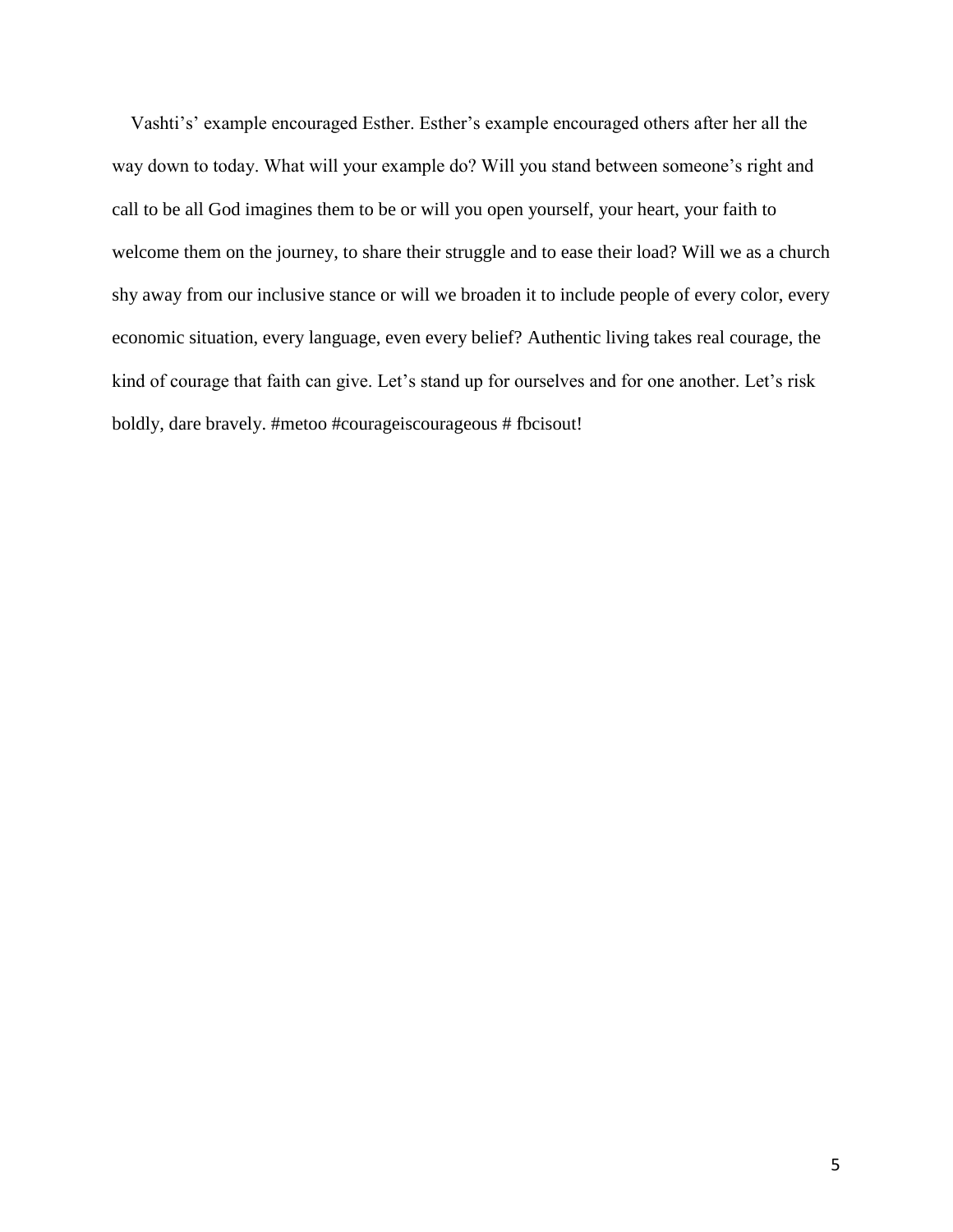Vashti's' example encouraged Esther. Esther's example encouraged others after her all the way down to today. What will your example do? Will you stand between someone's right and call to be all God imagines them to be or will you open yourself, your heart, your faith to welcome them on the journey, to share their struggle and to ease their load? Will we as a church shy away from our inclusive stance or will we broaden it to include people of every color, every economic situation, every language, even every belief? Authentic living takes real courage, the kind of courage that faith can give. Let's stand up for ourselves and for one another. Let's risk boldly, dare bravely. #metoo #courageiscourageous # fbcisout!